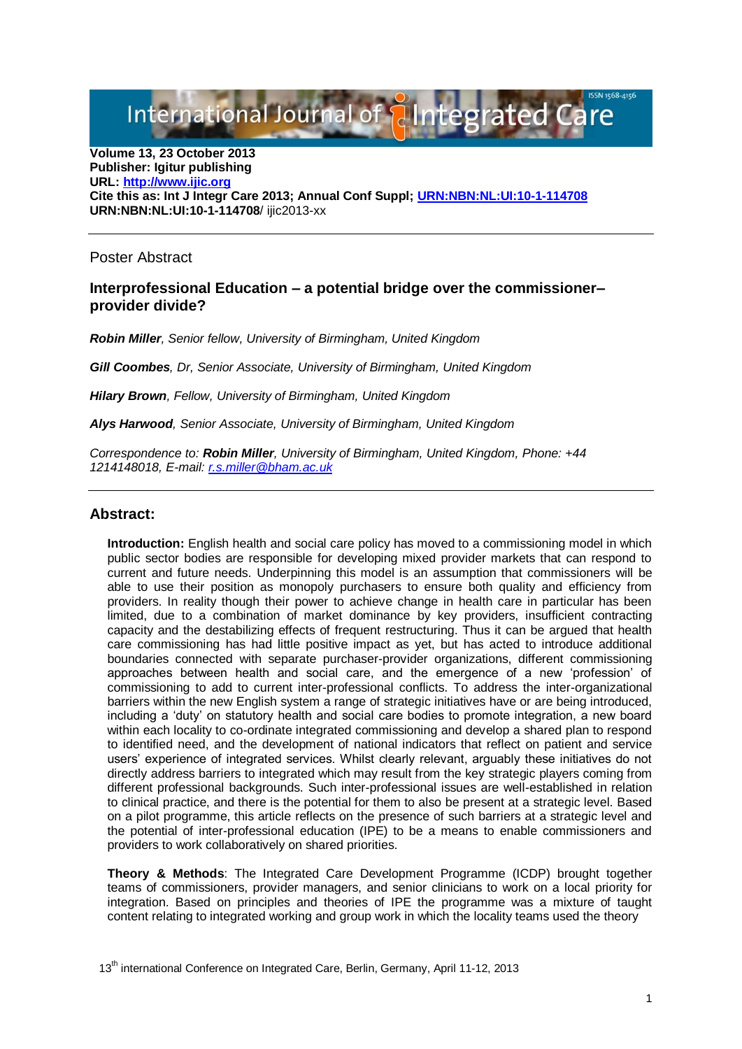International Journal of Integrated Care

**Volume 13, 23 October 2013**
**Publisher: Igitur publishing**
**URL: http://www.ijic.org**
**Cite this as: Int J Integr Care 2013; Annual Conf Suppl; URN:NBN:NL:UI:10-1-114708**
**URN:NBN:NL:UI:10-1-114708**/ ijic2013-xx

---

Poster Abstract

### Interprofessional Education – a potential bridge over the commissioner–provider divide?

***Robin Miller****, Senior fellow, University of Birmingham, United Kingdom*

***Gill Coombes****, Dr, Senior Associate, University of Birmingham, United Kingdom*

***Hilary Brown****, Fellow, University of Birmingham, United Kingdom*

***Alys Harwood****, Senior Associate, University of Birmingham, United Kingdom*

*Correspondence to:* ***Robin Miller****, University of Birmingham, United Kingdom, Phone: +44 1214148018, E-mail: r.s.miller@bham.ac.uk*

---

## Abstract:

**Introduction:** English health and social care policy has moved to a commissioning model in which public sector bodies are responsible for developing mixed provider markets that can respond to current and future needs. Underpinning this model is an assumption that commissioners will be able to use their position as monopoly purchasers to ensure both quality and efficiency from providers. In reality though their power to achieve change in health care in particular has been limited, due to a combination of market dominance by key providers, insufficient contracting capacity and the destabilizing effects of frequent restructuring. Thus it can be argued that health care commissioning has had little positive impact as yet, but has acted to introduce additional boundaries connected with separate purchaser-provider organizations, different commissioning approaches between health and social care, and the emergence of a new 'profession' of commissioning to add to current inter-professional conflicts. To address the inter-organizational barriers within the new English system a range of strategic initiatives have or are being introduced, including a 'duty' on statutory health and social care bodies to promote integration, a new board within each locality to co-ordinate integrated commissioning and develop a shared plan to respond to identified need, and the development of national indicators that reflect on patient and service users' experience of integrated services. Whilst clearly relevant, arguably these initiatives do not directly address barriers to integrated which may result from the key strategic players coming from different professional backgrounds. Such inter-professional issues are well-established in relation to clinical practice, and there is the potential for them to also be present at a strategic level. Based on a pilot programme, this article reflects on the presence of such barriers at a strategic level and the potential of inter-professional education (IPE) to be a means to enable commissioners and providers to work collaboratively on shared priorities.

**Theory & Methods**: The Integrated Care Development Programme (ICDP) brought together teams of commissioners, provider managers, and senior clinicians to work on a local priority for integration. Based on principles and theories of IPE the programme was a mixture of taught content relating to integrated working and group work in which the locality teams used the theory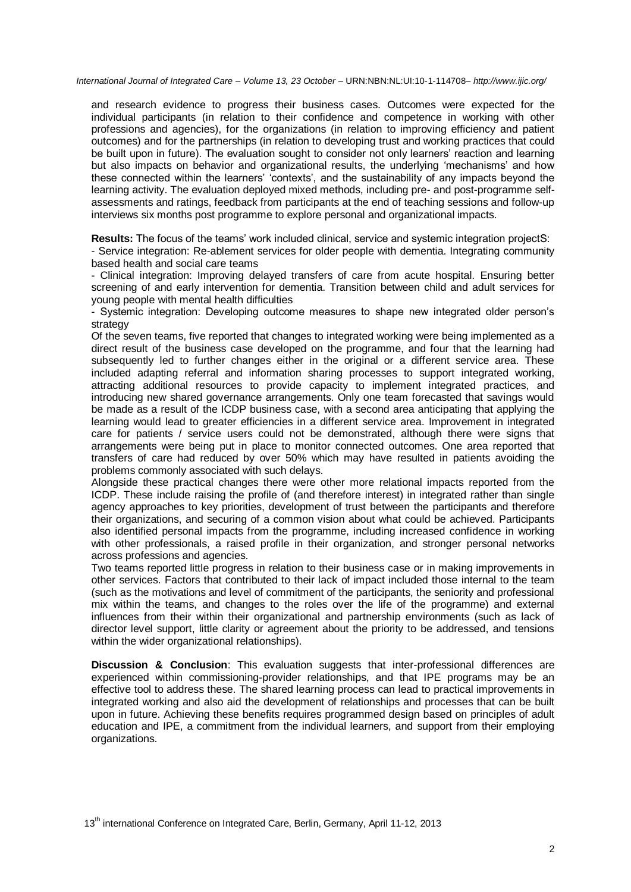and research evidence to progress their business cases. Outcomes were expected for the individual participants (in relation to their confidence and competence in working with other professions and agencies), for the organizations (in relation to improving efficiency and patient outcomes) and for the partnerships (in relation to developing trust and working practices that could be built upon in future). The evaluation sought to consider not only learners' reaction and learning but also impacts on behavior and organizational results, the underlying 'mechanisms' and how these connected within the learners' 'contexts', and the sustainability of any impacts beyond the learning activity. The evaluation deployed mixed methods, including pre- and post-programme self-assessments and ratings, feedback from participants at the end of teaching sessions and follow-up interviews six months post programme to explore personal and organizational impacts.

**Results:** The focus of the teams' work included clinical, service and systemic integration projectS:

- Service integration: Re-ablement services for older people with dementia. Integrating community based health and social care teams
- Clinical integration: Improving delayed transfers of care from acute hospital. Ensuring better screening of and early intervention for dementia. Transition between child and adult services for young people with mental health difficulties
- Systemic integration: Developing outcome measures to shape new integrated older person's strategy

Of the seven teams, five reported that changes to integrated working were being implemented as a direct result of the business case developed on the programme, and four that the learning had subsequently led to further changes either in the original or a different service area. These included adapting referral and information sharing processes to support integrated working, attracting additional resources to provide capacity to implement integrated practices, and introducing new shared governance arrangements. Only one team forecasted that savings would be made as a result of the ICDP business case, with a second area anticipating that applying the learning would lead to greater efficiencies in a different service area. Improvement in integrated care for patients / service users could not be demonstrated, although there were signs that arrangements were being put in place to monitor connected outcomes. One area reported that transfers of care had reduced by over 50% which may have resulted in patients avoiding the problems commonly associated with such delays.

Alongside these practical changes there were other more relational impacts reported from the ICDP. These include raising the profile of (and therefore interest) in integrated rather than single agency approaches to key priorities, development of trust between the participants and therefore their organizations, and securing of a common vision about what could be achieved. Participants also identified personal impacts from the programme, including increased confidence in working with other professionals, a raised profile in their organization, and stronger personal networks across professions and agencies.

Two teams reported little progress in relation to their business case or in making improvements in other services. Factors that contributed to their lack of impact included those internal to the team (such as the motivations and level of commitment of the participants, the seniority and professional mix within the teams, and changes to the roles over the life of the programme) and external influences from their within their organizational and partnership environments (such as lack of director level support, little clarity or agreement about the priority to be addressed, and tensions within the wider organizational relationships).

**Discussion & Conclusion**: This evaluation suggests that inter-professional differences are experienced within commissioning-provider relationships, and that IPE programs may be an effective tool to address these. The shared learning process can lead to practical improvements in integrated working and also aid the development of relationships and processes that can be built upon in future. Achieving these benefits requires programmed design based on principles of adult education and IPE, a commitment from the individual learners, and support from their employing organizations.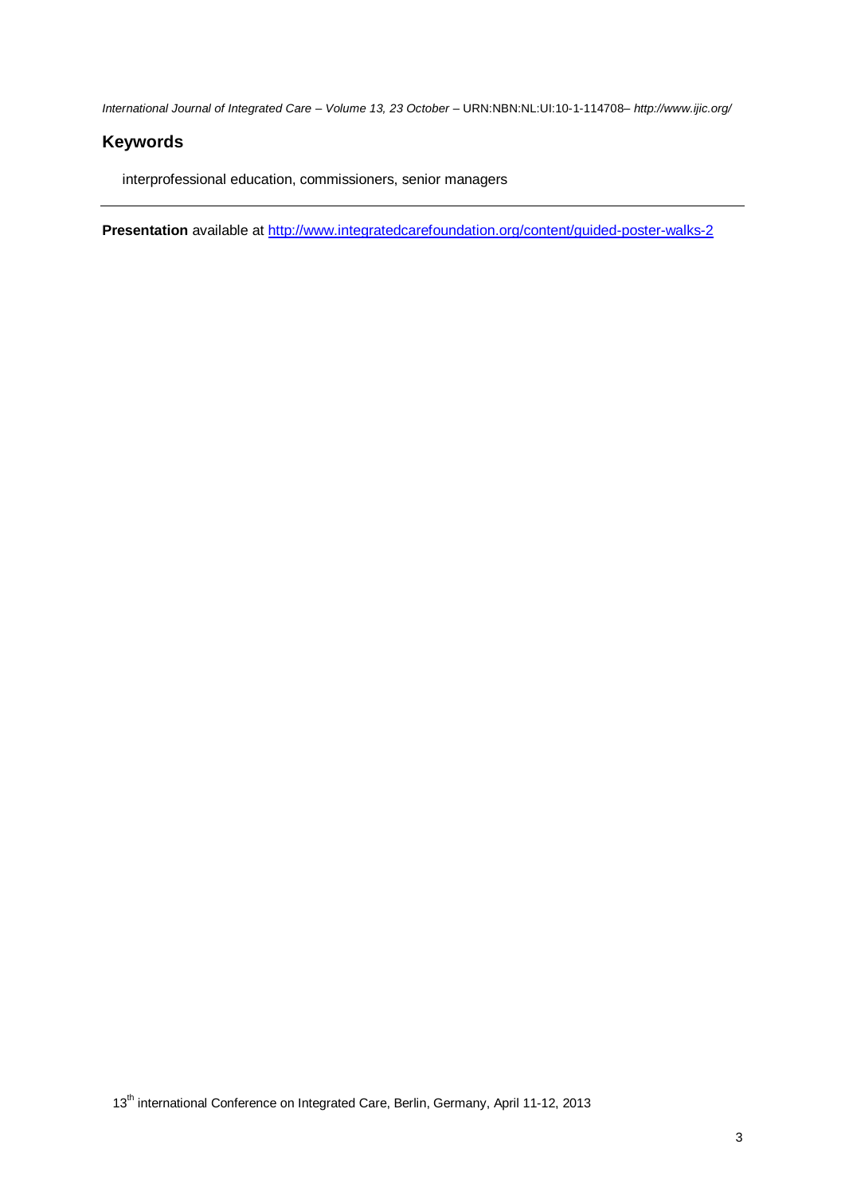## Keywords

interprofessional education, commissioners, senior managers

---

**Presentation** available at [http://www.integratedcarefoundation.org/content/guided-poster-walks-2](http://www.integratedcarefoundation.org/content/guided-poster-walks-2)